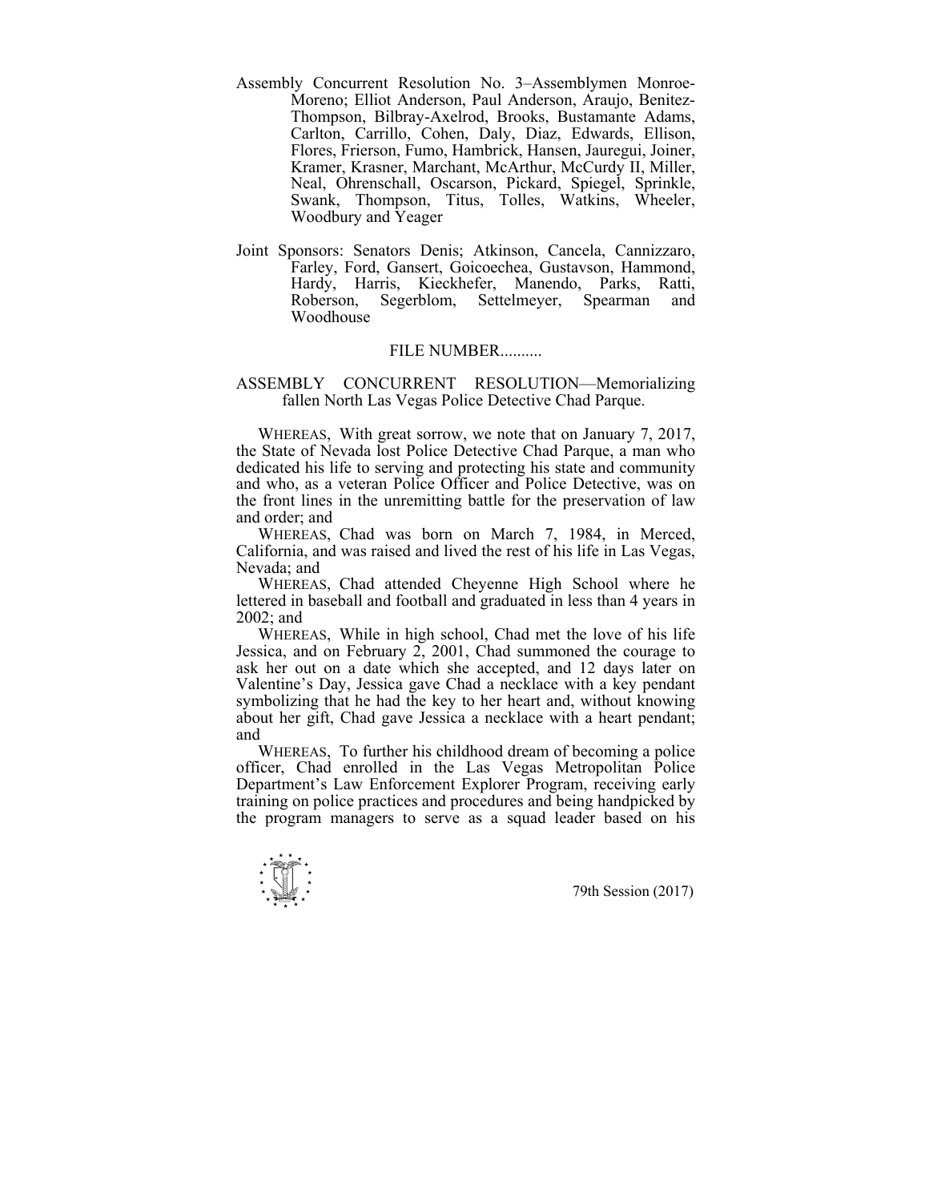Assembly Concurrent Resolution No. 3–Assemblymen Monroe-Moreno; Elliot Anderson, Paul Anderson, Araujo, Benitez-Thompson, Bilbray-Axelrod, Brooks, Bustamante Adams, Carlton, Carrillo, Cohen, Daly, Diaz, Edwards, Ellison, Flores, Frierson, Fumo, Hambrick, Hansen, Jauregui, Joiner, Kramer, Krasner, Marchant, McArthur, McCurdy II, Miller, Neal, Ohrenschall, Oscarson, Pickard, Spiegel, Sprinkle, Swank, Thompson, Titus, Tolles, Watkins, Wheeler, Woodbury and Yeager

Joint Sponsors: Senators Denis; Atkinson, Cancela, Cannizzaro, Farley, Ford, Gansert, Goicoechea, Gustavson, Hammond, Hardy, Harris, Kieckhefer, Manendo, Parks, Ratti, Roberson, Segerblom, Settelmeyer, Spearman and Woodhouse

FILE NUMBER..........

ASSEMBLY CONCURRENT RESOLUTION—Memorializing fallen North Las Vegas Police Detective Chad Parque.

WHEREAS, With great sorrow, we note that on January 7, 2017, the State of Nevada lost Police Detective Chad Parque, a man who dedicated his life to serving and protecting his state and community and who, as a veteran Police Officer and Police Detective, was on the front lines in the unremitting battle for the preservation of law and order; and

WHEREAS, Chad was born on March 7, 1984, in Merced, California, and was raised and lived the rest of his life in Las Vegas, Nevada; and

WHEREAS, Chad attended Cheyenne High School where he lettered in baseball and football and graduated in less than 4 years in 2002; and

WHEREAS, While in high school, Chad met the love of his life Jessica, and on February 2, 2001, Chad summoned the courage to ask her out on a date which she accepted, and 12 days later on Valentine's Day, Jessica gave Chad a necklace with a key pendant symbolizing that he had the key to her heart and, without knowing about her gift, Chad gave Jessica a necklace with a heart pendant; and

WHEREAS, To further his childhood dream of becoming a police officer, Chad enrolled in the Las Vegas Metropolitan Police Department's Law Enforcement Explorer Program, receiving early training on police practices and procedures and being handpicked by the program managers to serve as a squad leader based on his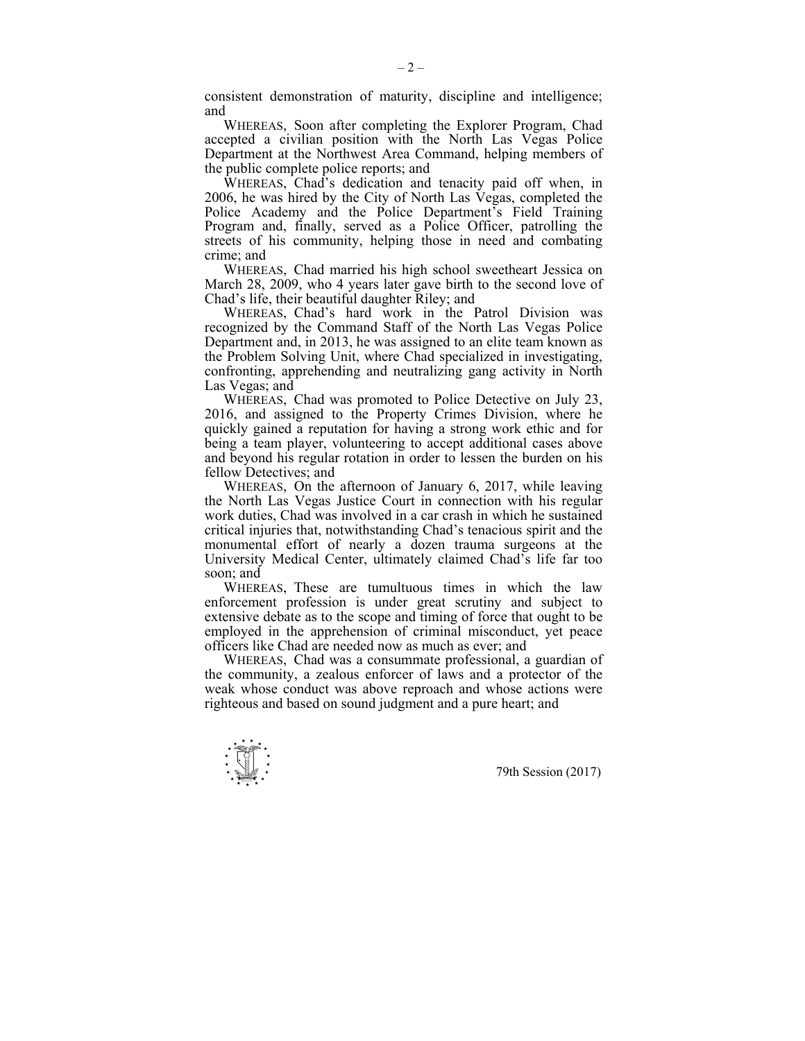consistent demonstration of maturity, discipline and intelligence; and

WHEREAS, Soon after completing the Explorer Program, Chad accepted a civilian position with the North Las Vegas Police Department at the Northwest Area Command, helping members of the public complete police reports; and

WHEREAS, Chad's dedication and tenacity paid off when, in 2006, he was hired by the City of North Las Vegas, completed the Police Academy and the Police Department's Field Training Program and, finally, served as a Police Officer, patrolling the streets of his community, helping those in need and combating crime; and

WHEREAS, Chad married his high school sweetheart Jessica on March 28, 2009, who 4 years later gave birth to the second love of Chad's life, their beautiful daughter Riley; and

WHEREAS, Chad's hard work in the Patrol Division was recognized by the Command Staff of the North Las Vegas Police Department and, in 2013, he was assigned to an elite team known as the Problem Solving Unit, where Chad specialized in investigating, confronting, apprehending and neutralizing gang activity in North Las Vegas; and

WHEREAS, Chad was promoted to Police Detective on July 23, 2016, and assigned to the Property Crimes Division, where he quickly gained a reputation for having a strong work ethic and for being a team player, volunteering to accept additional cases above and beyond his regular rotation in order to lessen the burden on his fellow Detectives; and

WHEREAS, On the afternoon of January 6, 2017, while leaving the North Las Vegas Justice Court in connection with his regular work duties, Chad was involved in a car crash in which he sustained critical injuries that, notwithstanding Chad's tenacious spirit and the monumental effort of nearly a dozen trauma surgeons at the University Medical Center, ultimately claimed Chad's life far too soon; and

WHEREAS, These are tumultuous times in which the law enforcement profession is under great scrutiny and subject to extensive debate as to the scope and timing of force that ought to be employed in the apprehension of criminal misconduct, yet peace officers like Chad are needed now as much as ever; and

WHEREAS, Chad was a consummate professional, a guardian of the community, a zealous enforcer of laws and a protector of the weak whose conduct was above reproach and whose actions were righteous and based on sound judgment and a pure heart; and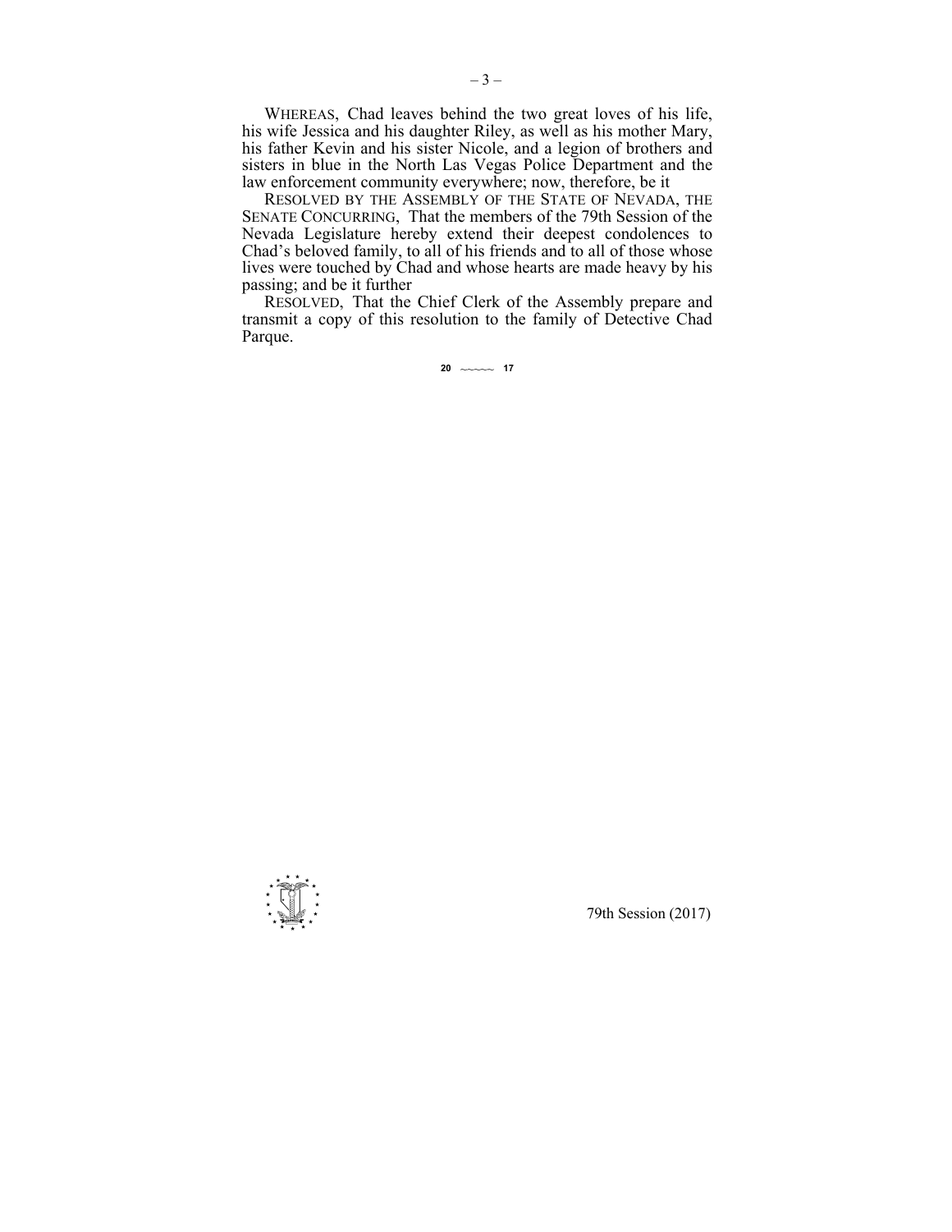WHEREAS, Chad leaves behind the two great loves of his life, his wife Jessica and his daughter Riley, as well as his mother Mary, his father Kevin and his sister Nicole, and a legion of brothers and sisters in blue in the North Las Vegas Police Department and the law enforcement community everywhere; now, therefore, be it

RESOLVED BY THE ASSEMBLY OF THE STATE OF NEVADA, THE SENATE CONCURRING, That the members of the 79th Session of the Nevada Legislature hereby extend their deepest condolences to Chad's beloved family, to all of his friends and to all of those whose lives were touched by Chad and whose hearts are made heavy by his passing; and be it further

RESOLVED, That the Chief Clerk of the Assembly prepare and transmit a copy of this resolution to the family of Detective Chad Parque.

20 ~~~~~ 17